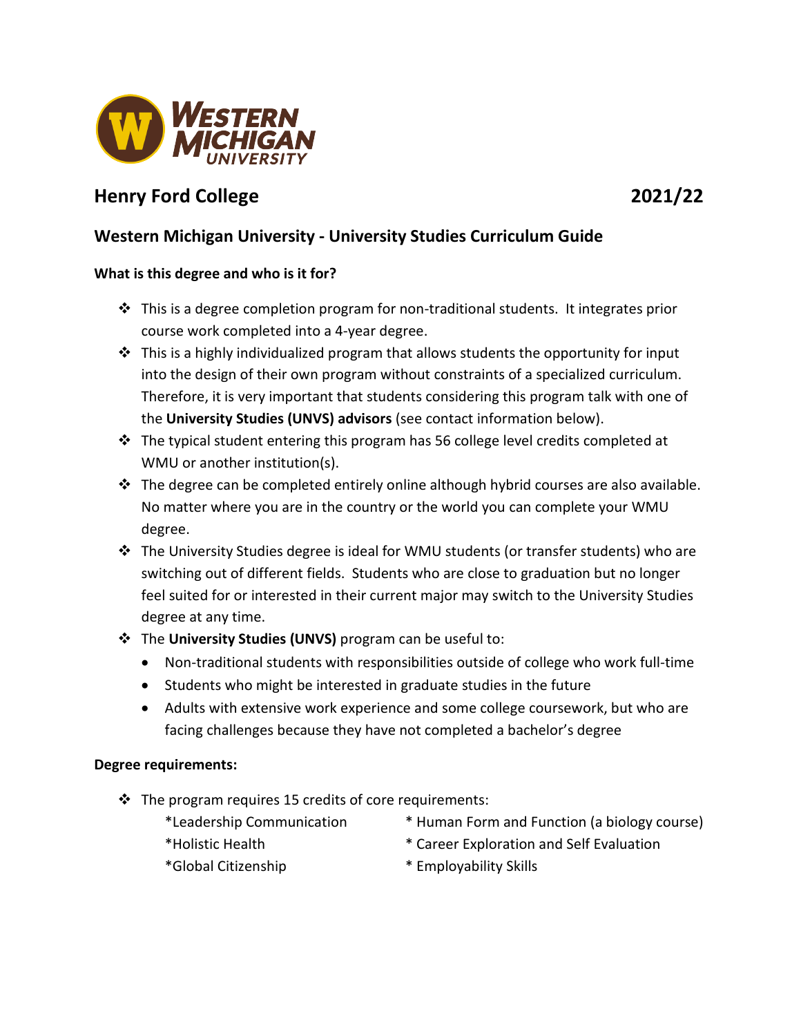# Henry Ford College 2021/22

## Western Michigan University - University Studies Curriculum Guide

**What is this degree and who is it for?**

- This is a degree completion program for non-traditional students. It integrates prior course work completed into a 4-year degree.
- This is a highly individualized program that allows students the opportunity for input into the design of their own program without constraints of a specialized curriculum. Therefore, it is very important that students considering this program talk with one of the **University Studies (UNVS) advisors** (see contact information below).
- The typical student entering this program has 56 college level credits completed at WMU or another institution(s).
- The degree can be completed entirely online although hybrid courses are also available. No matter where you are in the country or the world you can complete your WMU degree.
- The University Studies degree is ideal for WMU students (or transfer students) who are switching out of different fields. Students who are close to graduation but no longer feel suited for or interested in their current major may switch to the University Studies degree at any time.
- The **University Studies (UNVS)** program can be useful to:
  - Non-traditional students with responsibilities outside of college who work full-time
  - Students who might be interested in graduate studies in the future
  - Adults with extensive work experience and some college coursework, but who are facing challenges because they have not completed a bachelor's degree

**Degree requirements:**

- The program requires 15 credits of core requirements:
  - *Leadership Communication
  - *Holistic Health
  - *Global Citizenship
  - * Human Form and Function (a biology course)
  - * Career Exploration and Self Evaluation
  - * Employability Skills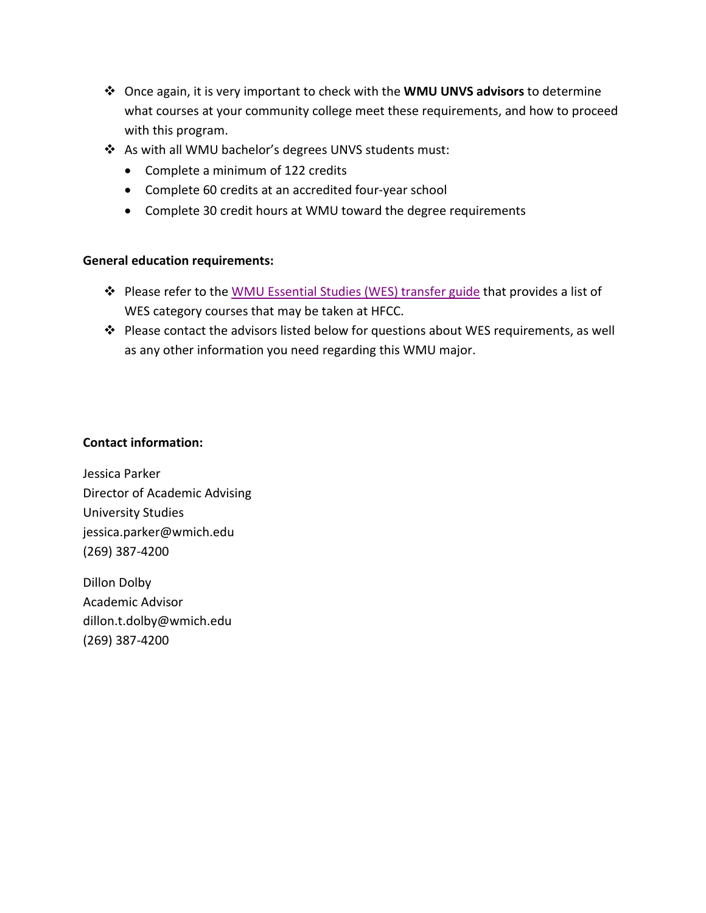- Once again, it is very important to check with the **WMU UNVS advisors** to determine what courses at your community college meet these requirements, and how to proceed with this program.
- As with all WMU bachelor's degrees UNVS students must:
  - Complete a minimum of 122 credits
  - Complete 60 credits at an accredited four-year school
  - Complete 30 credit hours at WMU toward the degree requirements

**General education requirements:**

- Please refer to the WMU Essential Studies (WES) transfer guide that provides a list of WES category courses that may be taken at HFCC.
- Please contact the advisors listed below for questions about WES requirements, as well as any other information you need regarding this WMU major.

**Contact information:**

Jessica Parker
Director of Academic Advising
University Studies
jessica.parker@wmich.edu
(269) 387-4200

Dillon Dolby
Academic Advisor
dillon.t.dolby@wmich.edu
(269) 387-4200